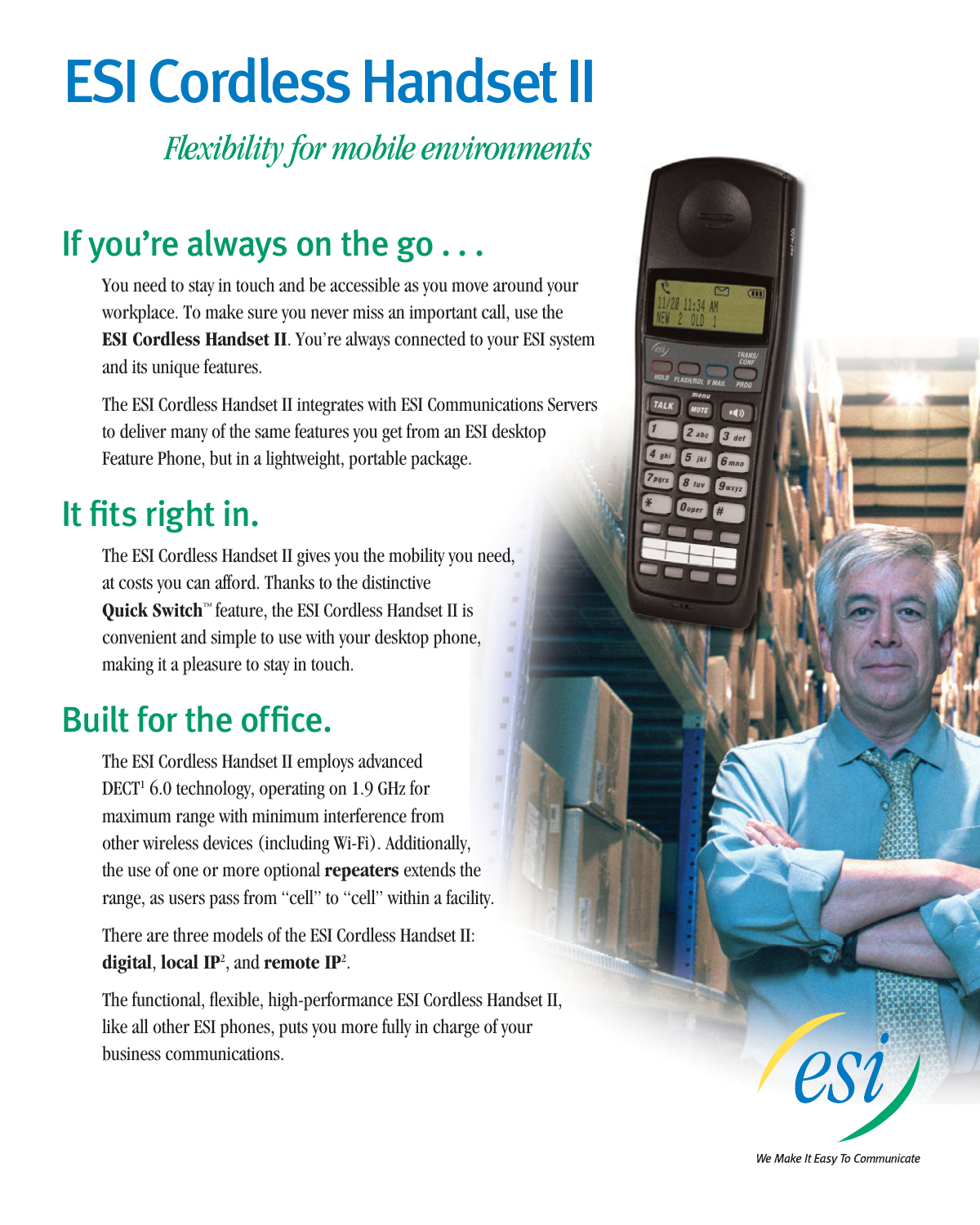# ESI Cordless Handset II

*Flexibility for mobile environments*

## If you're always on the go . . .

You need to stay in touch and be accessible as you move around your workplace. To make sure you never miss an important call, use the **ESI Cordless Handset II**. You're always connected to your ESI system and its unique features.

The ESI Cordless Handset II integrates with ESI Communications Servers to deliver many of the same features you get from an ESI desktop Feature Phone, but in a lightweight, portable package.

## It fits right in.

The ESI Cordless Handset II gives you the mobility you need, at costs you can afford. Thanks to the distinctive **Quick Switch**™ feature, the ESI Cordless Handset II is convenient and simple to use with your desktop phone, making it a pleasure to stay in touch.

## Built for the office.

The ESI Cordless Handset II employs advanced DECT[1] 6.0 technology, operating on 1.9 GHz for maximum range with minimum interference from other wireless devices (including Wi-Fi). Additionally, the use of one or more optional **repeaters** extends the range, as users pass from "cell" to "cell" within a facility.

There are three models of the ESI Cordless Handset II: **digital**, **local IP**[2], and **remote IP**[2].

The functional, flexible, high-performance ESI Cordless Handset II, like all other ESI phones, puts you more fully in charge of your business communications.

*We Make It Easy To Communicate*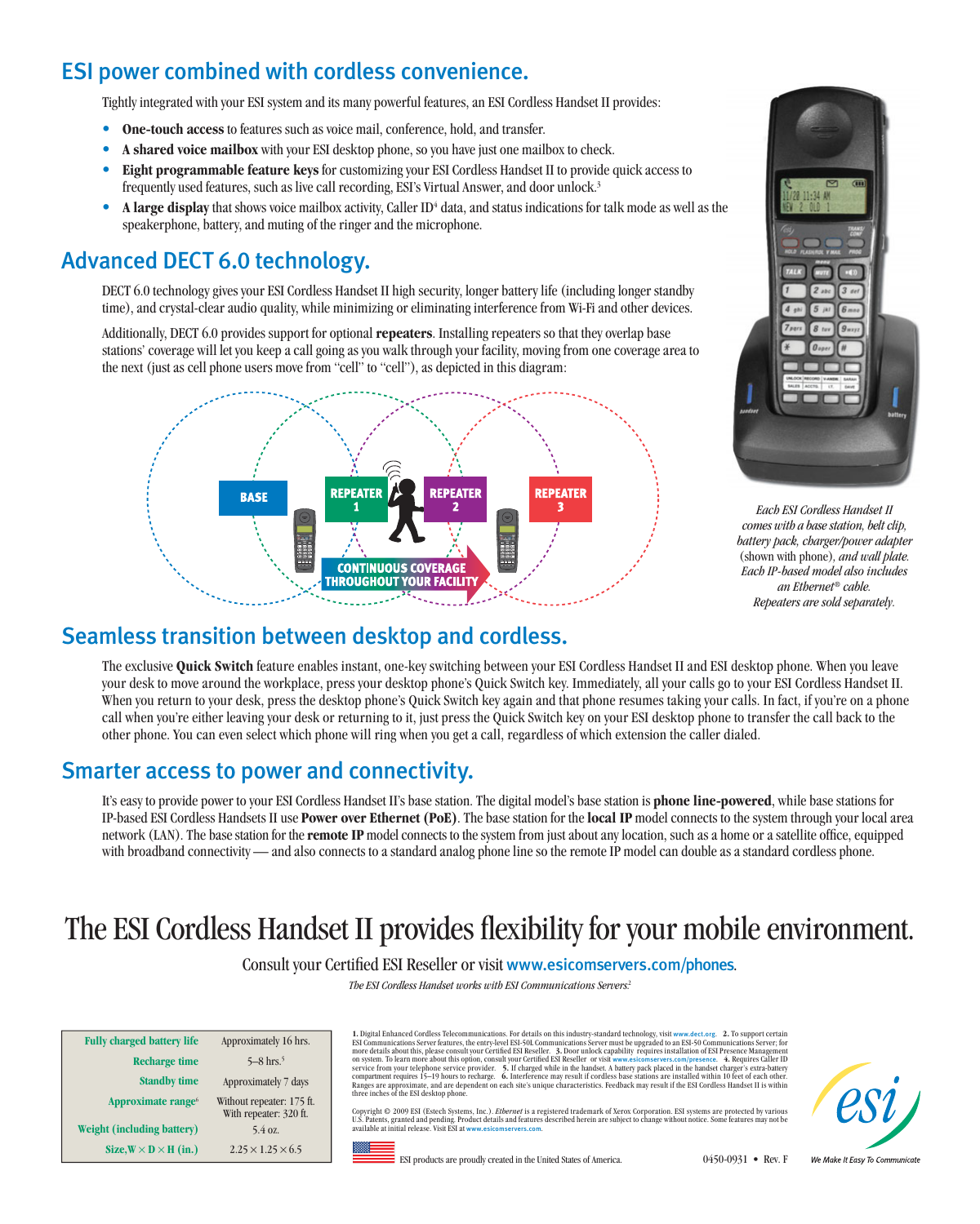## ESI power combined with cordless convenience.

Tightly integrated with your ESI system and its many powerful features, an ESI Cordless Handset II provides:

- **One-touch access** to features such as voice mail, conference, hold, and transfer.
- **A shared voice mailbox** with your ESI desktop phone, so you have just one mailbox to check.
- **Eight programmable feature keys** for customizing your ESI Cordless Handset II to provide quick access to frequently used features, such as live call recording, ESI's Virtual Answer, and door unlock.[3]
- **A large display** that shows voice mailbox activity, Caller ID[4] data, and status indications for talk mode as well as the speakerphone, battery, and muting of the ringer and the microphone.

## Advanced DECT 6.0 technology.

DECT 6.0 technology gives your ESI Cordless Handset II high security, longer battery life (including longer standby time), and crystal-clear audio quality, while minimizing or eliminating interference from Wi-Fi and other devices.

Additionally, DECT 6.0 provides support for optional **repeaters**. Installing repeaters so that they overlap base stations' coverage will let you keep a call going as you walk through your facility, moving from one coverage area to the next (just as cell phone users move from "cell" to "cell"), as depicted in this diagram:

BASE

REPEATER 1

REPEATER 2

REPEATER 3

CONTINUOUS COVERAGE THROUGHOUT YOUR FACILITY

*Each ESI Cordless Handset II comes with a base station, belt clip, battery pack, charger/power adapter* (shown with phone), *and wall plate. Each IP-based model also includes an Ethernet® cable. Repeaters are sold separately.*

## Seamless transition between desktop and cordless.

The exclusive **Quick Switch** feature enables instant, one-key switching between your ESI Cordless Handset II and ESI desktop phone. When you leave your desk to move around the workplace, press your desktop phone's Quick Switch key. Immediately, all your calls go to your ESI Cordless Handset II. When you return to your desk, press the desktop phone's Quick Switch key again and that phone resumes taking your calls. In fact, if you're on a phone call when you're either leaving your desk or returning to it, just press the Quick Switch key on your ESI desktop phone to transfer the call back to the other phone. You can even select which phone will ring when you get a call, regardless of which extension the caller dialed.

## Smarter access to power and connectivity.

It's easy to provide power to your ESI Cordless Handset II's base station. The digital model's base station is **phone line-powered**, while base stations for IP-based ESI Cordless Handsets II use **Power over Ethernet (PoE)**. The base station for the **local IP** model connects to the system through your local area network (LAN). The base station for the **remote IP** model connects to the system from just about any location, such as a home or a satellite office, equipped with broadband connectivity — and also connects to a standard analog phone line so the remote IP model can double as a standard cordless phone.

# The ESI Cordless Handset II provides flexibility for your mobile environment.

Consult your Certified ESI Reseller or visit www.esicomservers.com/phones.

*The ESI Cordless Handset works with ESI Communications Servers.*[2]

| | |
|---|---|
| Fully charged battery life | Approximately 16 hrs. |
| Recharge time | 5–8 hrs.[5] |
| Standby time | Approximately 7 days |
| Approximate range[6] | Without repeater: 175 ft. With repeater: 320 ft. |
| Weight (including battery) | 5.4 oz. |
| Size, W × D × H (in.) | 2.25 × 1.25 × 6.5 |

**1.** Digital Enhanced Cordless Telecommunications. For details on this industry-standard technology, visit www.dect.org. **2.** To support certain ESI Communications Server features, the entry-level ESI-50L Communications Server must be upgraded to an ESI-50 Communications Server; for more details about this, please consult your Certified ESI Reseller. **3.** Door unlock capability requires installation of ESI Presence Management on system. To learn more about this option, consult your Certified ESI Reseller or visit www.esicomservers.com/presence. **4.** Requires Caller ID service from your telephone service provider. **5.** If charged while in the handset. A battery pack placed in the handset charger's extra-battery compartment requires 15–19 hours to recharge. **6.** Interference may result if cordless base stations are installed within 10 feet of each other. Ranges are approximate, and are dependent on each site's unique characteristics. Feedback may result if the ESI Cordless Handset II is within three inches of the ESI desktop phone.

Copyright © 2009 ESI (Estech Systems, Inc.). *Ethernet* is a registered trademark of Xerox Corporation. ESI systems are protected by various U.S. Patents, granted and pending. Product details and features described herein are subject to change without notice. Some features may not be available at initial release. Visit ESI at www.esicomservers.com.

ESI products are proudly created in the United States of America.

0450-0931 • Rev. F

esi — We Make It Easy To Communicate